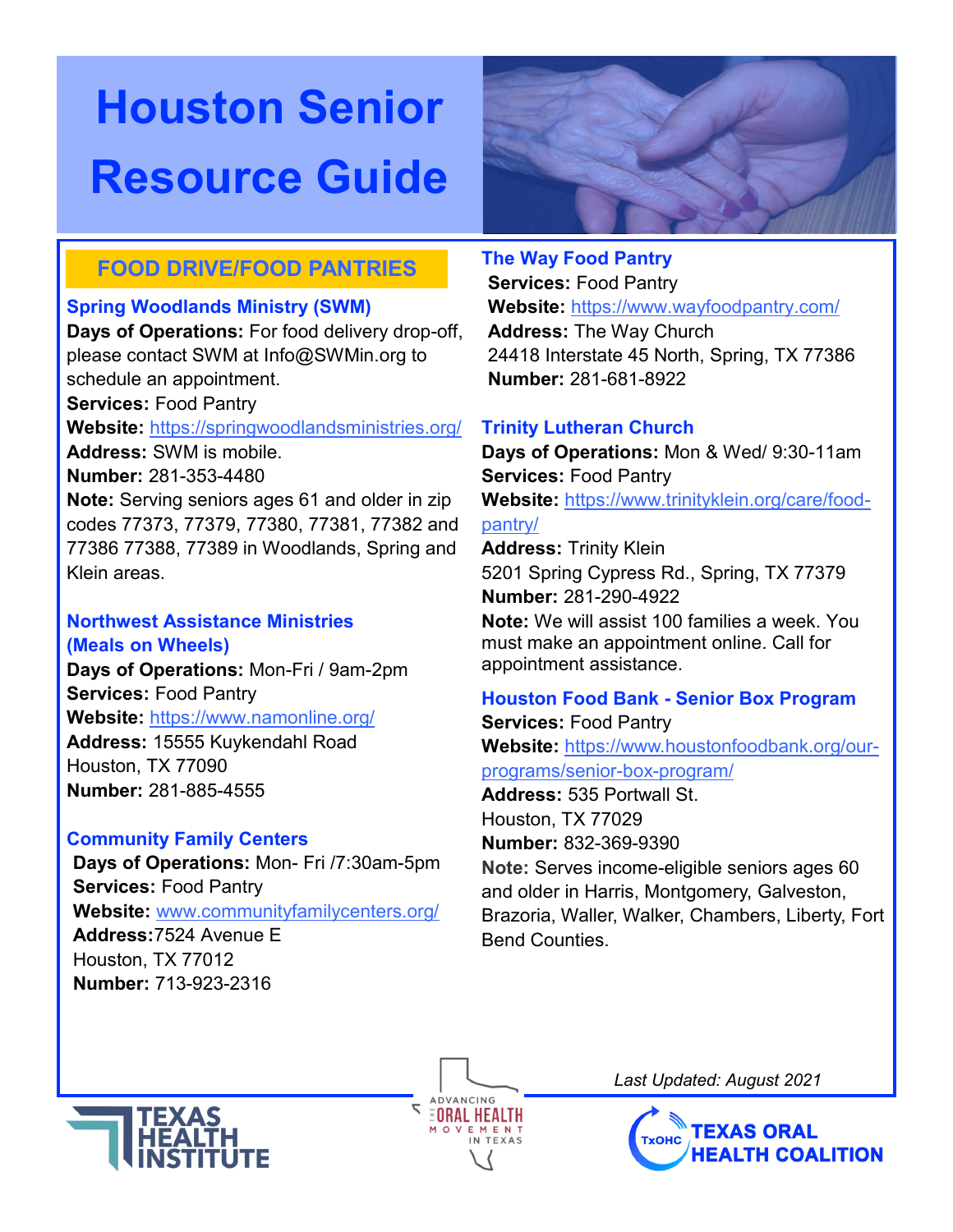# Houston Senior Resource Guide

## FOOD DRIVE/FOOD PANTRIES

### Spring Woodlands Ministry (SWM)

**Days of Operations:** For food delivery drop-off, please contact SWM at Info@SWMin.org to schedule an appointment.
**Services:** Food Pantry
**Website:** https://springwoodlandsministries.org/
**Address:** SWM is mobile.
**Number:** 281-353-4480
**Note:** Serving seniors ages 61 and older in zip codes 77373, 77379, 77380, 77381, 77382 and 77386 77388, 77389 in Woodlands, Spring and Klein areas.

### Northwest Assistance Ministries (Meals on Wheels)

**Days of Operations:** Mon-Fri / 9am-2pm
**Services:** Food Pantry
**Website:** https://www.namonline.org/
**Address:** 15555 Kuykendahl Road
Houston, TX 77090
**Number:** 281-885-4555

### Community Family Centers

**Days of Operations:** Mon- Fri /7:30am-5pm
**Services:** Food Pantry
**Website:** www.communityfamilycenters.org/
**Address:**7524 Avenue E
Houston, TX 77012
**Number:** 713-923-2316

### The Way Food Pantry

**Services:** Food Pantry
**Website:** https://www.wayfoodpantry.com/
**Address:** The Way Church
24418 Interstate 45 North, Spring, TX 77386
**Number:** 281-681-8922

### Trinity Lutheran Church

**Days of Operations:** Mon & Wed/ 9:30-11am
**Services:** Food Pantry
**Website:** https://www.trinityklein.org/care/food-pantry/
**Address:** Trinity Klein
5201 Spring Cypress Rd., Spring, TX 77379
**Number:** 281-290-4922
**Note:** We will assist 100 families a week. You must make an appointment online. Call for appointment assistance.

### Houston Food Bank - Senior Box Program

**Services:** Food Pantry
**Website:** https://www.houstonfoodbank.org/our-programs/senior-box-program/
**Address:** 535 Portwall St.
Houston, TX 77029
**Number:** 832-369-9390
**Note:** Serves income-eligible seniors ages 60 and older in Harris, Montgomery, Galveston, Brazoria, Waller, Walker, Chambers, Liberty, Fort Bend Counties.

*Last Updated: August 2021*

TEXAS HEALTH INSTITUTE | ADVANCING THE ORAL HEALTH MOVEMENT IN TEXAS | TxOHC TEXAS ORAL HEALTH COALITION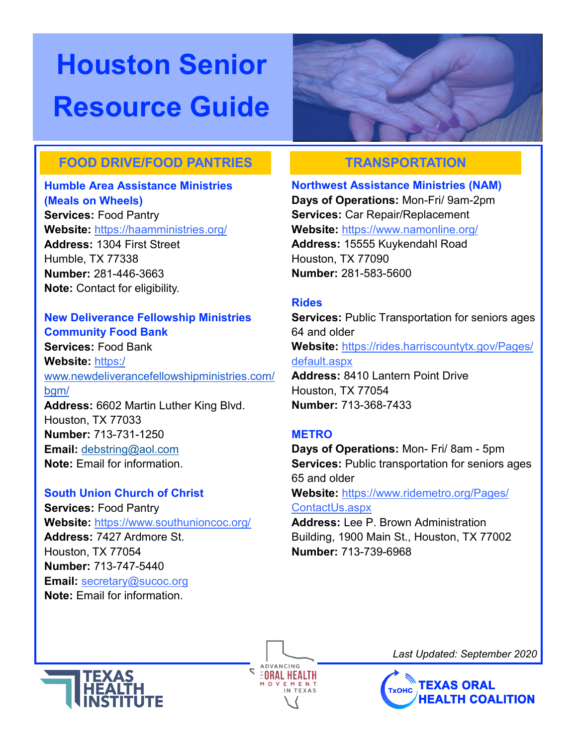# Houston Senior Resource Guide

## FOOD DRIVE/FOOD PANTRIES

### Humble Area Assistance Ministries (Meals on Wheels)

**Services:** Food Pantry
**Website:** https://haamministries.org/
**Address:** 1304 First Street
Humble, TX 77338
**Number:** 281-446-3663
**Note:** Contact for eligibility.

### New Deliverance Fellowship Ministries Community Food Bank

**Services:** Food Bank
**Website:** https:/www.newdeliverancefellowshipministries.com/bgm/
**Address:** 6602 Martin Luther King Blvd.
Houston, TX 77033
**Number:** 713-731-1250
**Email:** debstring@aol.com
**Note:** Email for information.

### South Union Church of Christ

**Services:** Food Pantry
**Website:** https://www.southunioncoc.org/
**Address:** 7427 Ardmore St.
Houston, TX 77054
**Number:** 713-747-5440
**Email:** secretary@sucoc.org
**Note:** Email for information.

## TRANSPORTATION

### Northwest Assistance Ministries (NAM)

**Days of Operations:** Mon-Fri/ 9am-2pm
**Services:** Car Repair/Replacement
**Website:** https://www.namonline.org/
**Address:** 15555 Kuykendahl Road
Houston, TX 77090
**Number:** 281-583-5600

### Rides

**Services:** Public Transportation for seniors ages 64 and older
**Website:** https://rides.harriscountytx.gov/Pages/default.aspx
**Address:** 8410 Lantern Point Drive
Houston, TX 77054
**Number:** 713-368-7433

### METRO

**Days of Operations:** Mon- Fri/ 8am - 5pm
**Services:** Public transportation for seniors ages 65 and older
**Website:** https://www.ridemetro.org/Pages/ContactUs.aspx
**Address:** Lee P. Brown Administration Building, 1900 Main St., Houston, TX 77002
**Number:** 713-739-6968

*Last Updated: September 2020*

TEXAS HEALTH INSTITUTE | ADVANCING THE ORAL HEALTH MOVEMENT IN TEXAS | TxOHC TEXAS ORAL HEALTH COALITION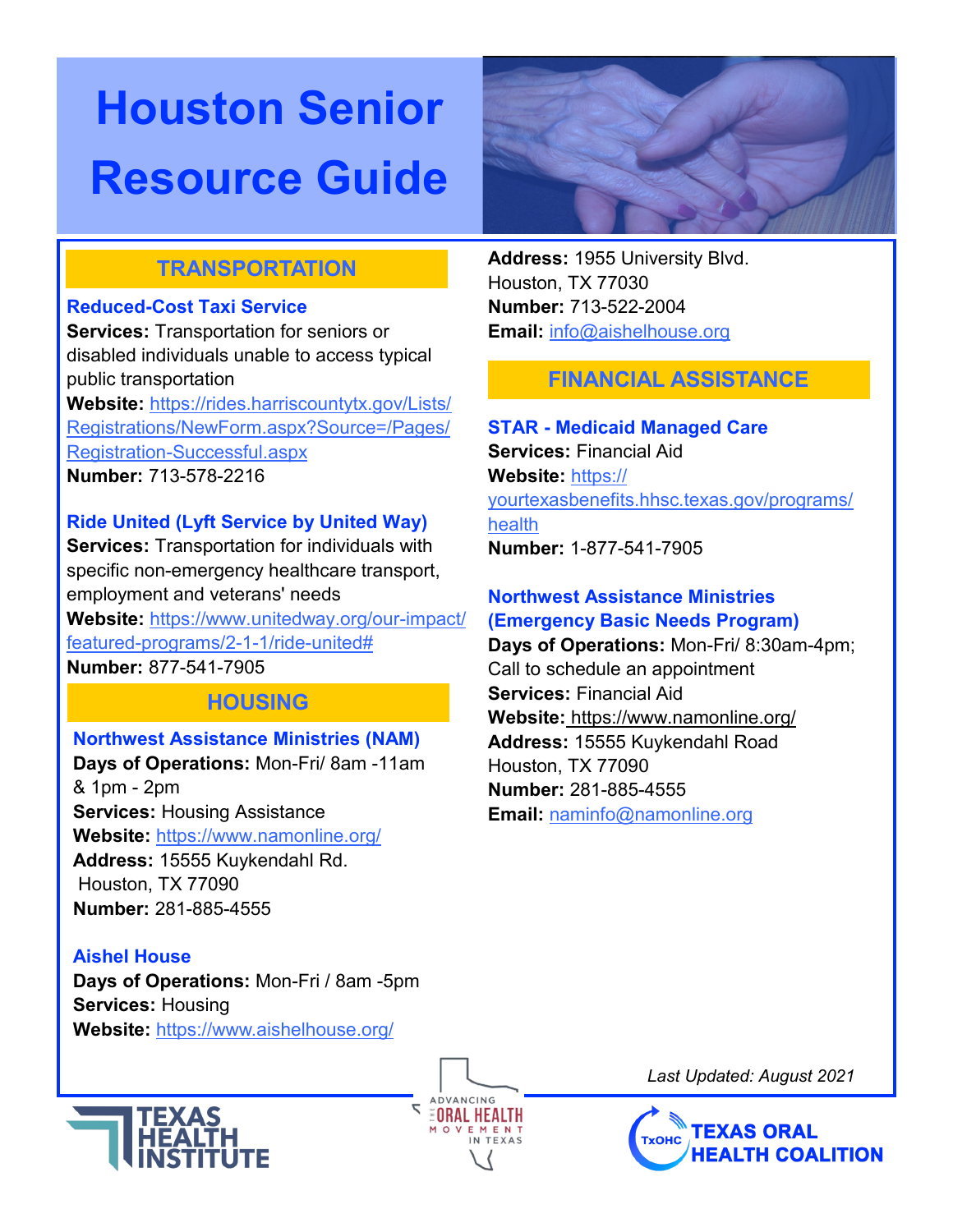# Houston Senior Resource Guide

## TRANSPORTATION

### Reduced-Cost Taxi Service

**Services:** Transportation for seniors or disabled individuals unable to access typical public transportation
**Website:** https://rides.harriscountytx.gov/Lists/Registrations/NewForm.aspx?Source=/Pages/Registration-Successful.aspx
**Number:** 713-578-2216

### Ride United (Lyft Service by United Way)

**Services:** Transportation for individuals with specific non-emergency healthcare transport, employment and veterans' needs
**Website:** https://www.unitedway.org/our-impact/featured-programs/2-1-1/ride-united#
**Number:** 877-541-7905

## HOUSING

### Northwest Assistance Ministries (NAM)

**Days of Operations:** Mon-Fri/ 8am -11am & 1pm - 2pm
**Services:** Housing Assistance
**Website:** https://www.namonline.org/
**Address:** 15555 Kuykendahl Rd.
Houston, TX 77090
**Number:** 281-885-4555

### Aishel House

**Days of Operations:** Mon-Fri / 8am -5pm
**Services:** Housing
**Website:** https://www.aishelhouse.org/
**Address:** 1955 University Blvd.
Houston, TX 77030
**Number:** 713-522-2004
**Email:** info@aishelhouse.org

## FINANCIAL ASSISTANCE

### STAR - Medicaid Managed Care

**Services:** Financial Aid
**Website:** https://yourtexasbenefits.hhsc.texas.gov/programs/health
**Number:** 1-877-541-7905

### Northwest Assistance Ministries (Emergency Basic Needs Program)

**Days of Operations:** Mon-Fri/ 8:30am-4pm; Call to schedule an appointment
**Services:** Financial Aid
**Website:** https://www.namonline.org/
**Address:** 15555 Kuykendahl Road
Houston, TX 77090
**Number:** 281-885-4555
**Email:** naminfo@namonline.org

*Last Updated: August 2021*

TEXAS HEALTH INSTITUTE

ADVANCING THE ORAL HEALTH MOVEMENT IN TEXAS

TxOHC TEXAS ORAL HEALTH COALITION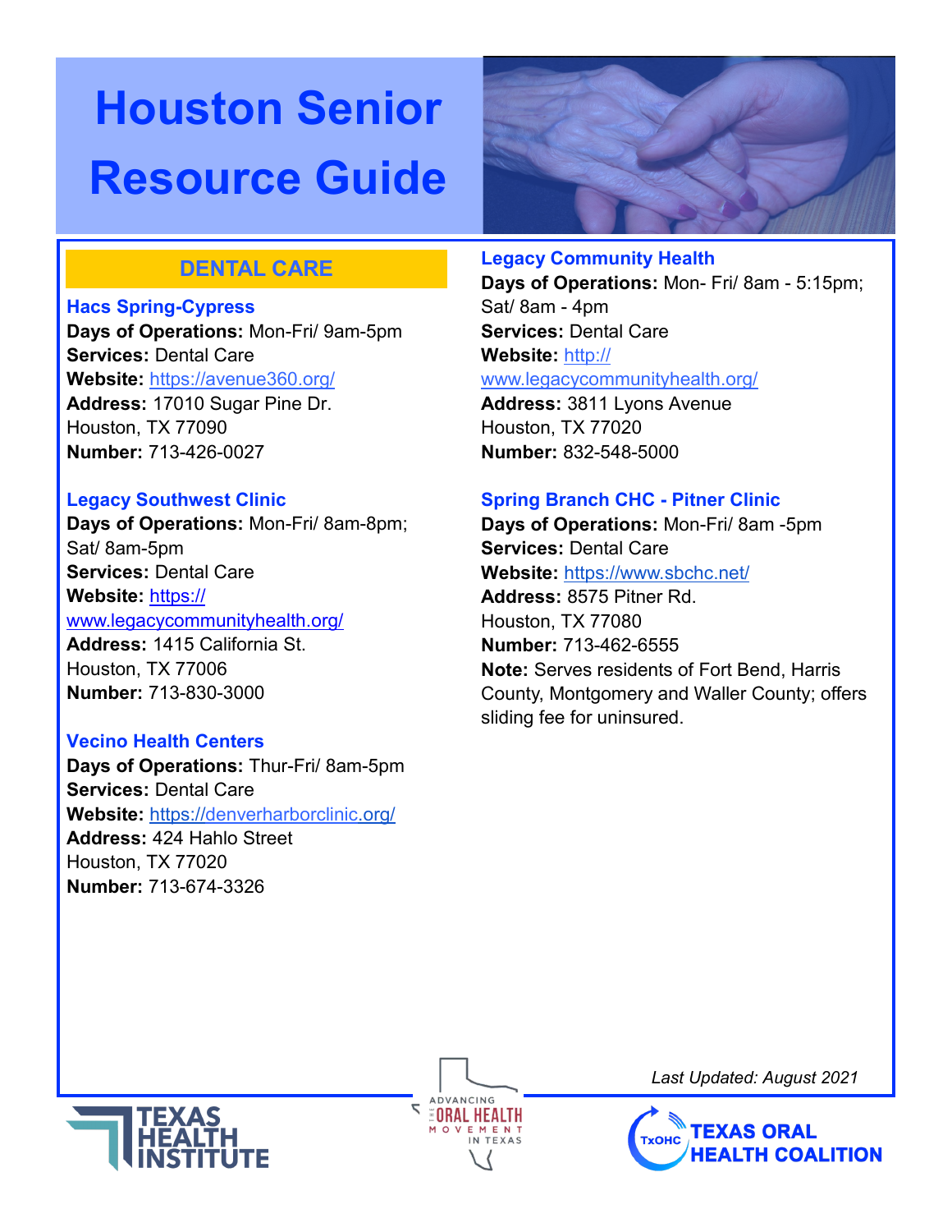# Houston Senior Resource Guide

## DENTAL CARE

### Hacs Spring-Cypress

**Days of Operations:** Mon-Fri/ 9am-5pm
**Services:** Dental Care
**Website:** https://avenue360.org/
**Address:** 17010 Sugar Pine Dr.
Houston, TX 77090
**Number:** 713-426-0027

### Legacy Southwest Clinic

**Days of Operations:** Mon-Fri/ 8am-8pm; Sat/ 8am-5pm
**Services:** Dental Care
**Website:** https://www.legacycommunityhealth.org/
**Address:** 1415 California St.
Houston, TX 77006
**Number:** 713-830-3000

### Vecino Health Centers

**Days of Operations:** Thur-Fri/ 8am-5pm
**Services:** Dental Care
**Website:** https://denverharborclinic.org/
**Address:** 424 Hahlo Street
Houston, TX 77020
**Number:** 713-674-3326

### Legacy Community Health

**Days of Operations:** Mon- Fri/ 8am - 5:15pm; Sat/ 8am - 4pm
**Services:** Dental Care
**Website:** http://www.legacycommunityhealth.org/
**Address:** 3811 Lyons Avenue
Houston, TX 77020
**Number:** 832-548-5000

### Spring Branch CHC - Pitner Clinic

**Days of Operations:** Mon-Fri/ 8am -5pm
**Services:** Dental Care
**Website:** https://www.sbchc.net/
**Address:** 8575 Pitner Rd.
Houston, TX 77080
**Number:** 713-462-6555
**Note:** Serves residents of Fort Bend, Harris County, Montgomery and Waller County; offers sliding fee for uninsured.

*Last Updated: August 2021*

TEXAS HEALTH INSTITUTE

ADVANCING THE ORAL HEALTH MOVEMENT IN TEXAS

TxOHC TEXAS ORAL HEALTH COALITION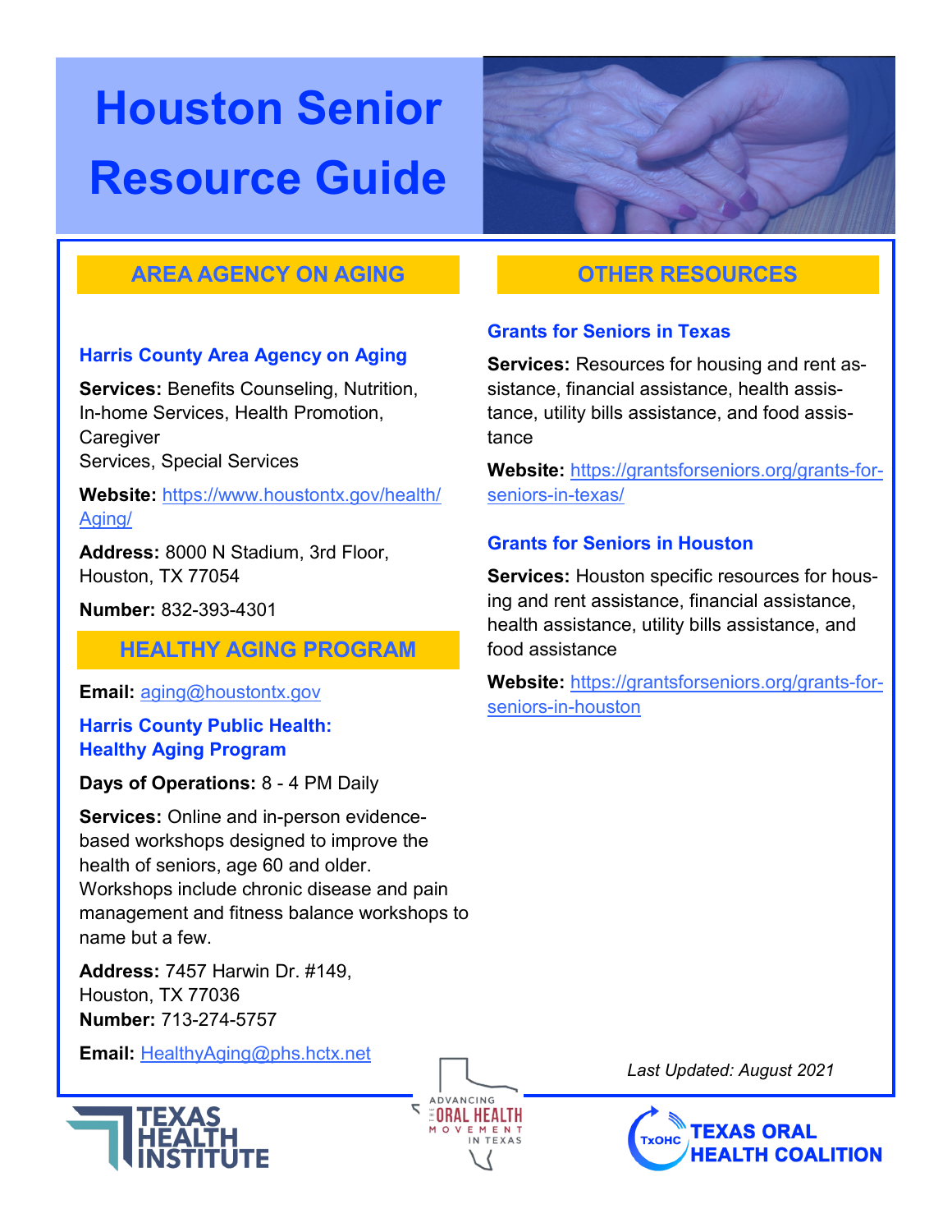# Houston Senior Resource Guide

## AREA AGENCY ON AGING

### Harris County Area Agency on Aging

**Services:** Benefits Counseling, Nutrition, In-home Services, Health Promotion, Caregiver Services, Special Services

**Website:** https://www.houstontx.gov/health/Aging/

**Address:** 8000 N Stadium, 3rd Floor, Houston, TX 77054

**Number:** 832-393-4301

## HEALTHY AGING PROGRAM

**Email:** aging@houstontx.gov

### Harris County Public Health: Healthy Aging Program

**Days of Operations:** 8 - 4 PM Daily

**Services:** Online and in-person evidence-based workshops designed to improve the health of seniors, age 60 and older. Workshops include chronic disease and pain management and fitness balance workshops to name but a few.

**Address:** 7457 Harwin Dr. #149, Houston, TX 77036
**Number:** 713-274-5757

**Email:** HealthyAging@phs.hctx.net

## OTHER RESOURCES

### Grants for Seniors in Texas

**Services:** Resources for housing and rent assistance, financial assistance, health assistance, utility bills assistance, and food assistance

**Website:** https://grantsforseniors.org/grants-for-seniors-in-texas/

### Grants for Seniors in Houston

**Services:** Houston specific resources for housing and rent assistance, financial assistance, health assistance, utility bills assistance, and food assistance

**Website:** https://grantsforseniors.org/grants-for-seniors-in-houston

*Last Updated: August 2021*

TEXAS HEALTH INSTITUTE

ADVANCING THE ORAL HEALTH MOVEMENT IN TEXAS

TxOHC TEXAS ORAL HEALTH COALITION